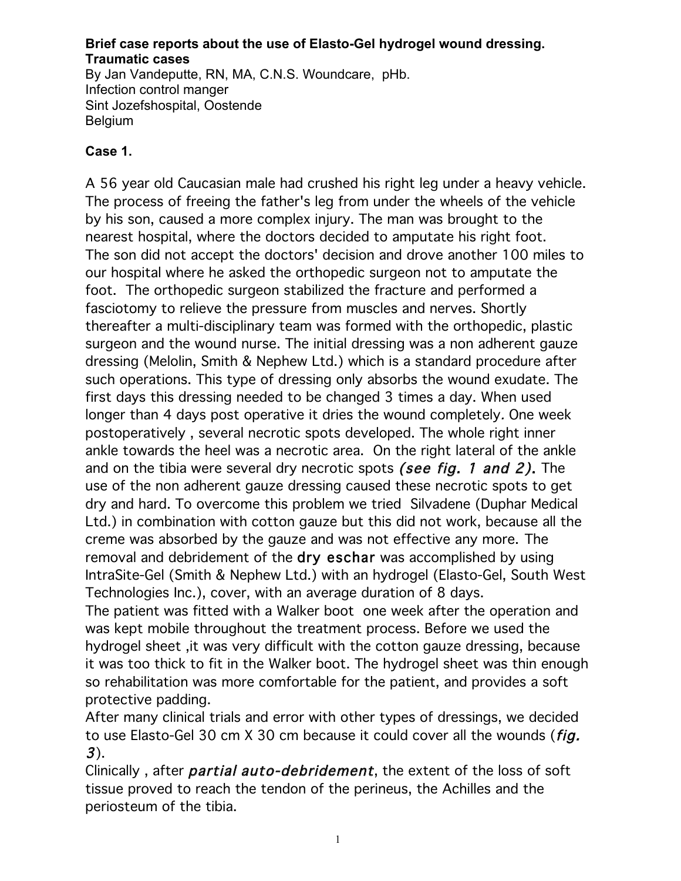**Brief case reports about the use of Elasto-Gel hydrogel wound dressing. Traumatic cases**

By Jan Vandeputte, RN, MA, C.N.S. Woundcare, pHb.
Infection control manger
Sint Jozefshospital, Oostende
Belgium

**Case 1.**

A 56 year old Caucasian male had crushed his right leg under a heavy vehicle. The process of freeing the father's leg from under the wheels of the vehicle by his son, caused a more complex injury. The man was brought to the nearest hospital, where the doctors decided to amputate his right foot. The son did not accept the doctors' decision and drove another 100 miles to our hospital where he asked the orthopedic surgeon not to amputate the foot. The orthopedic surgeon stabilized the fracture and performed a fasciotomy to relieve the pressure from muscles and nerves. Shortly thereafter a multi-disciplinary team was formed with the orthopedic, plastic surgeon and the wound nurse. The initial dressing was a non adherent gauze dressing (Melolin, Smith & Nephew Ltd.) which is a standard procedure after such operations. This type of dressing only absorbs the wound exudate. The first days this dressing needed to be changed 3 times a day. When used longer than 4 days post operative it dries the wound completely. One week postoperatively , several necrotic spots developed. The whole right inner ankle towards the heel was a necrotic area. On the right lateral of the ankle and on the tibia were several dry necrotic spots *(see fig. 1 and 2)*. The use of the non adherent gauze dressing caused these necrotic spots to get dry and hard. To overcome this problem we tried Silvadene (Duphar Medical Ltd.) in combination with cotton gauze but this did not work, because all the creme was absorbed by the gauze and was not effective any more. The removal and debridement of the dry eschar was accomplished by using IntraSite-Gel (Smith & Nephew Ltd.) with an hydrogel (Elasto-Gel, South West Technologies Inc.), cover, with an average duration of 8 days.
The patient was fitted with a Walker boot one week after the operation and was kept mobile throughout the treatment process. Before we used the hydrogel sheet ,it was very difficult with the cotton gauze dressing, because it was too thick to fit in the Walker boot. The hydrogel sheet was thin enough so rehabilitation was more comfortable for the patient, and provides a soft protective padding.
After many clinical trials and error with other types of dressings, we decided to use Elasto-Gel 30 cm X 30 cm because it could cover all the wounds (*fig. 3*).
Clinically , after *partial auto-debridement*, the extent of the loss of soft tissue proved to reach the tendon of the perineus, the Achilles and the periosteum of the tibia.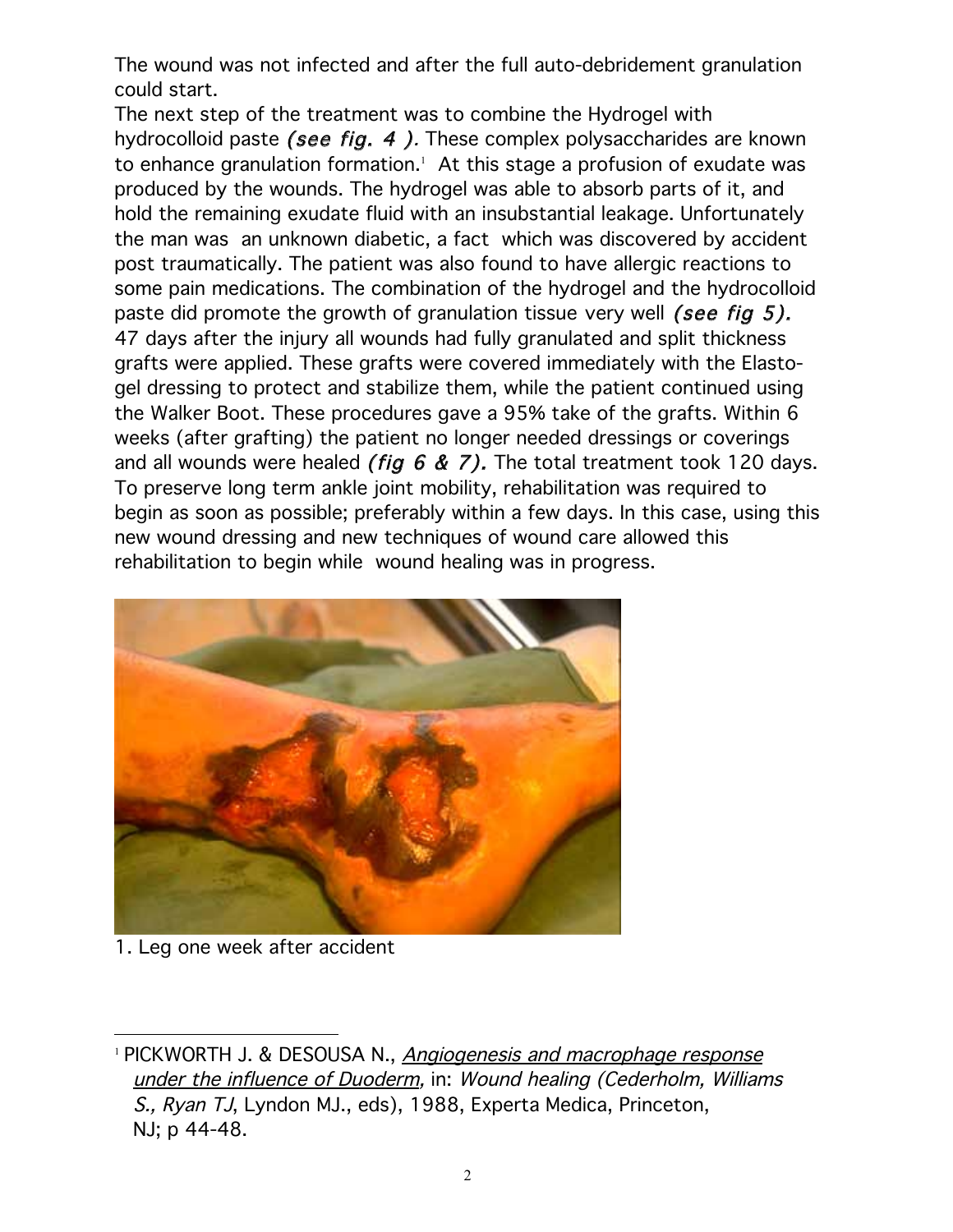The wound was not infected and after the full auto-debridement granulation could start.

The next step of the treatment was to combine the Hydrogel with hydrocolloid paste *(see fig. 4 ).* These complex polysaccharides are known to enhance granulation formation.[1] At this stage a profusion of exudate was produced by the wounds. The hydrogel was able to absorb parts of it, and hold the remaining exudate fluid with an insubstantial leakage. Unfortunately the man was an unknown diabetic, a fact which was discovered by accident post traumatically. The patient was also found to have allergic reactions to some pain medications. The combination of the hydrogel and the hydrocolloid paste did promote the growth of granulation tissue very well *(see fig 5).* 47 days after the injury all wounds had fully granulated and split thickness grafts were applied. These grafts were covered immediately with the Elasto-gel dressing to protect and stabilize them, while the patient continued using the Walker Boot. These procedures gave a 95% take of the grafts. Within 6 weeks (after grafting) the patient no longer needed dressings or coverings and all wounds were healed *(fig 6 & 7).* The total treatment took 120 days. To preserve long term ankle joint mobility, rehabilitation was required to begin as soon as possible; preferably within a few days. In this case, using this new wound dressing and new techniques of wound care allowed this rehabilitation to begin while wound healing was in progress.

1. Leg one week after accident

---

[1] PICKWORTH J. & DESOUSA N., *Angiogenesis and macrophage response under the influence of Duoderm,* in: *Wound healing (Cederholm, Williams S., Ryan TJ*, Lyndon MJ., eds), 1988, Experta Medica, Princeton, NJ; p 44-48.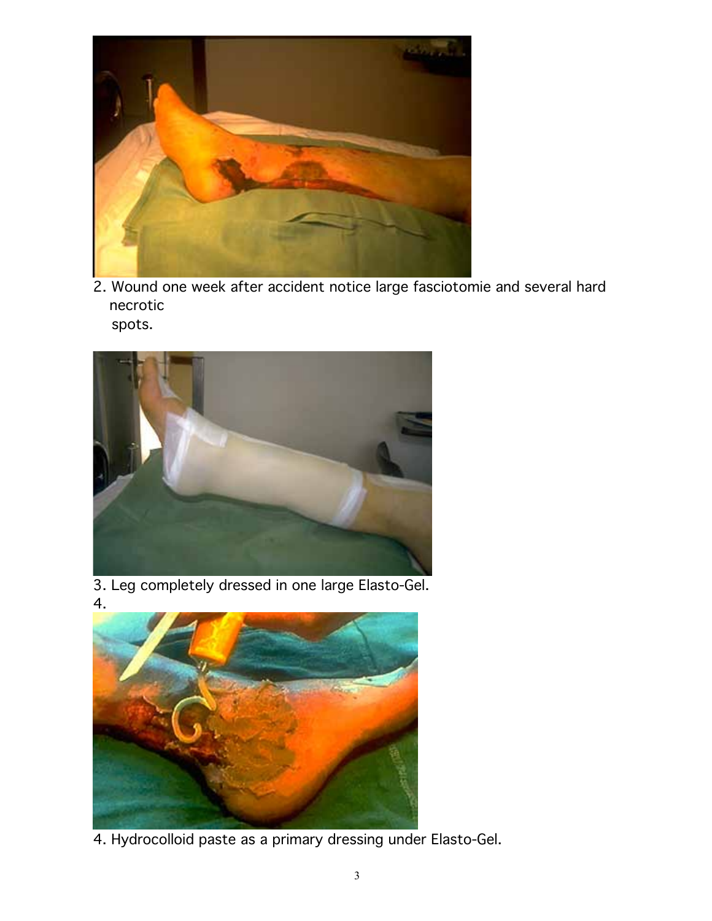2. Wound one week after accident notice large fasciotomie and several hard necrotic spots.

3. Leg completely dressed in one large Elasto-Gel.

4.

4. Hydrocolloid paste as a primary dressing under Elasto-Gel.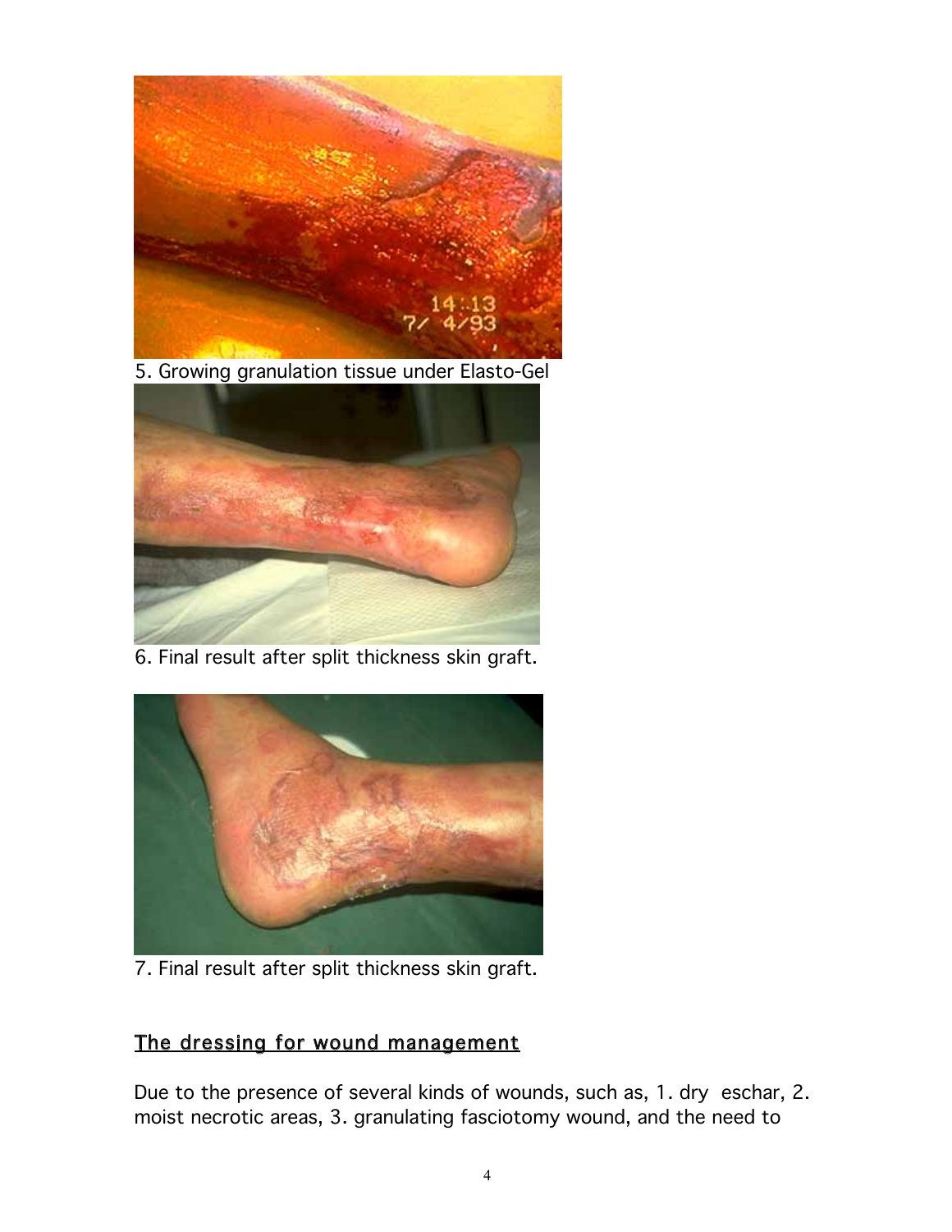5. Growing granulation tissue under Elasto-Gel

6. Final result after split thickness skin graft.

7. Final result after split thickness skin graft.

## The dressing for wound management

Due to the presence of several kinds of wounds, such as, 1. dry eschar, 2. moist necrotic areas, 3. granulating fasciotomy wound, and the need to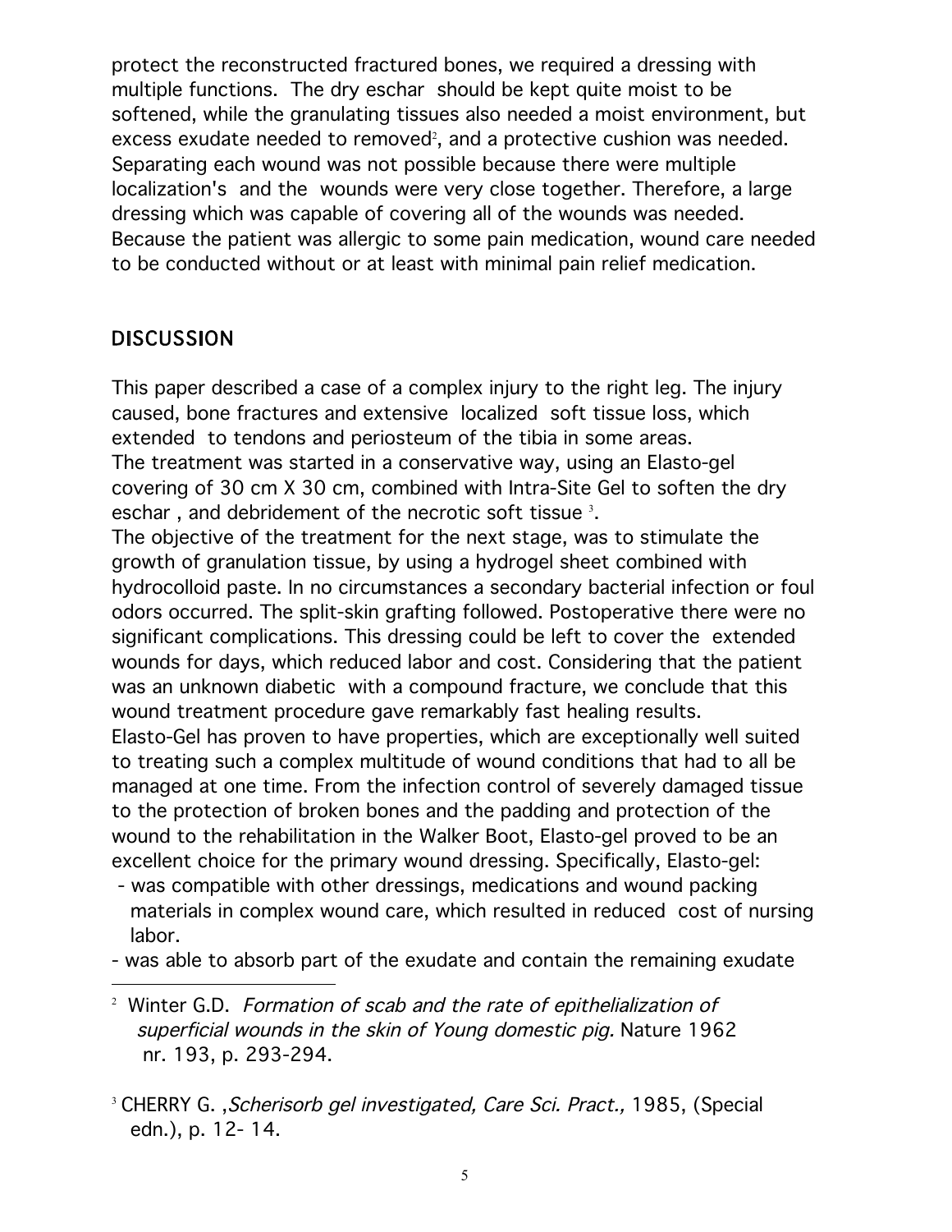protect the reconstructed fractured bones, we required a dressing with multiple functions. The dry eschar should be kept quite moist to be softened, while the granulating tissues also needed a moist environment, but excess exudate needed to removed[2], and a protective cushion was needed. Separating each wound was not possible because there were multiple localization's and the wounds were very close together. Therefore, a large dressing which was capable of covering all of the wounds was needed. Because the patient was allergic to some pain medication, wound care needed to be conducted without or at least with minimal pain relief medication.

## DISCUSSION

This paper described a case of a complex injury to the right leg. The injury caused, bone fractures and extensive localized soft tissue loss, which extended to tendons and periosteum of the tibia in some areas.
The treatment was started in a conservative way, using an Elasto-gel covering of 30 cm X 30 cm, combined with Intra-Site Gel to soften the dry eschar , and debridement of the necrotic soft tissue [3].
The objective of the treatment for the next stage, was to stimulate the growth of granulation tissue, by using a hydrogel sheet combined with hydrocolloid paste. In no circumstances a secondary bacterial infection or foul odors occurred. The split-skin grafting followed. Postoperative there were no significant complications. This dressing could be left to cover the extended wounds for days, which reduced labor and cost. Considering that the patient was an unknown diabetic with a compound fracture, we conclude that this wound treatment procedure gave remarkably fast healing results.
Elasto-Gel has proven to have properties, which are exceptionally well suited to treating such a complex multitude of wound conditions that had to all be managed at one time. From the infection control of severely damaged tissue to the protection of broken bones and the padding and protection of the wound to the rehabilitation in the Walker Boot, Elasto-gel proved to be an excellent choice for the primary wound dressing. Specifically, Elasto-gel:

- was compatible with other dressings, medications and wound packing materials in complex wound care, which resulted in reduced cost of nursing labor.
- was able to absorb part of the exudate and contain the remaining exudate

---

[2] Winter G.D. *Formation of scab and the rate of epithelialization of superficial wounds in the skin of Young domestic pig.* Nature 1962 nr. 193, p. 293-294.

[3] CHERRY G. ,*Scherisorb gel investigated, Care Sci. Pract.,* 1985, (Special edn.), p. 12- 14.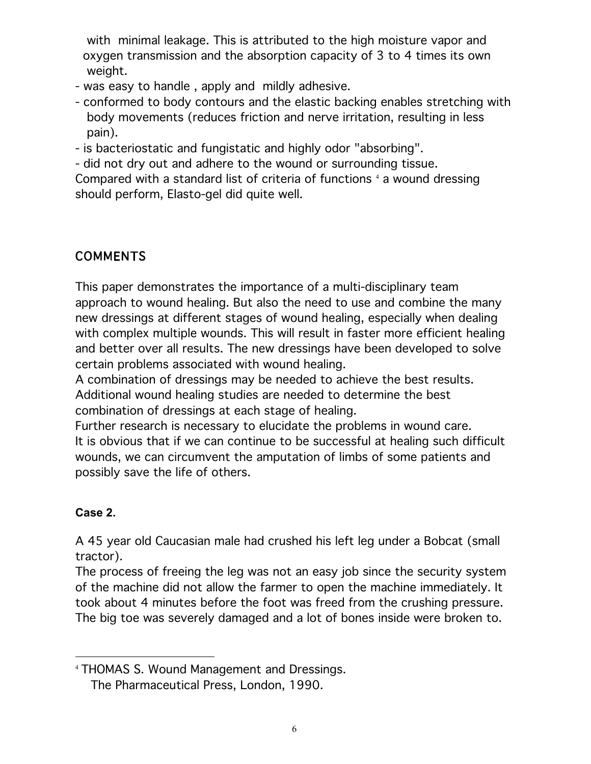with minimal leakage. This is attributed to the high moisture vapor and oxygen transmission and the absorption capacity of 3 to 4 times its own weight.

- was easy to handle , apply and mildly adhesive.
- conformed to body contours and the elastic backing enables stretching with body movements (reduces friction and nerve irritation, resulting in less pain).
- is bacteriostatic and fungistatic and highly odor "absorbing".
- did not dry out and adhere to the wound or surrounding tissue.

Compared with a standard list of criteria of functions [4] a wound dressing should perform, Elasto-gel did quite well.

## COMMENTS

This paper demonstrates the importance of a multi-disciplinary team approach to wound healing. But also the need to use and combine the many new dressings at different stages of wound healing, especially when dealing with complex multiple wounds. This will result in faster more efficient healing and better over all results. The new dressings have been developed to solve certain problems associated with wound healing.

A combination of dressings may be needed to achieve the best results. Additional wound healing studies are needed to determine the best combination of dressings at each stage of healing.

Further research is necessary to elucidate the problems in wound care.

It is obvious that if we can continue to be successful at healing such difficult wounds, we can circumvent the amputation of limbs of some patients and possibly save the life of others.

### Case 2.

A 45 year old Caucasian male had crushed his left leg under a Bobcat (small tractor).

The process of freeing the leg was not an easy job since the security system of the machine did not allow the farmer to open the machine immediately. It took about 4 minutes before the foot was freed from the crushing pressure. The big toe was severely damaged and a lot of bones inside were broken to.

---

[4] THOMAS S. Wound Management and Dressings. The Pharmaceutical Press, London, 1990.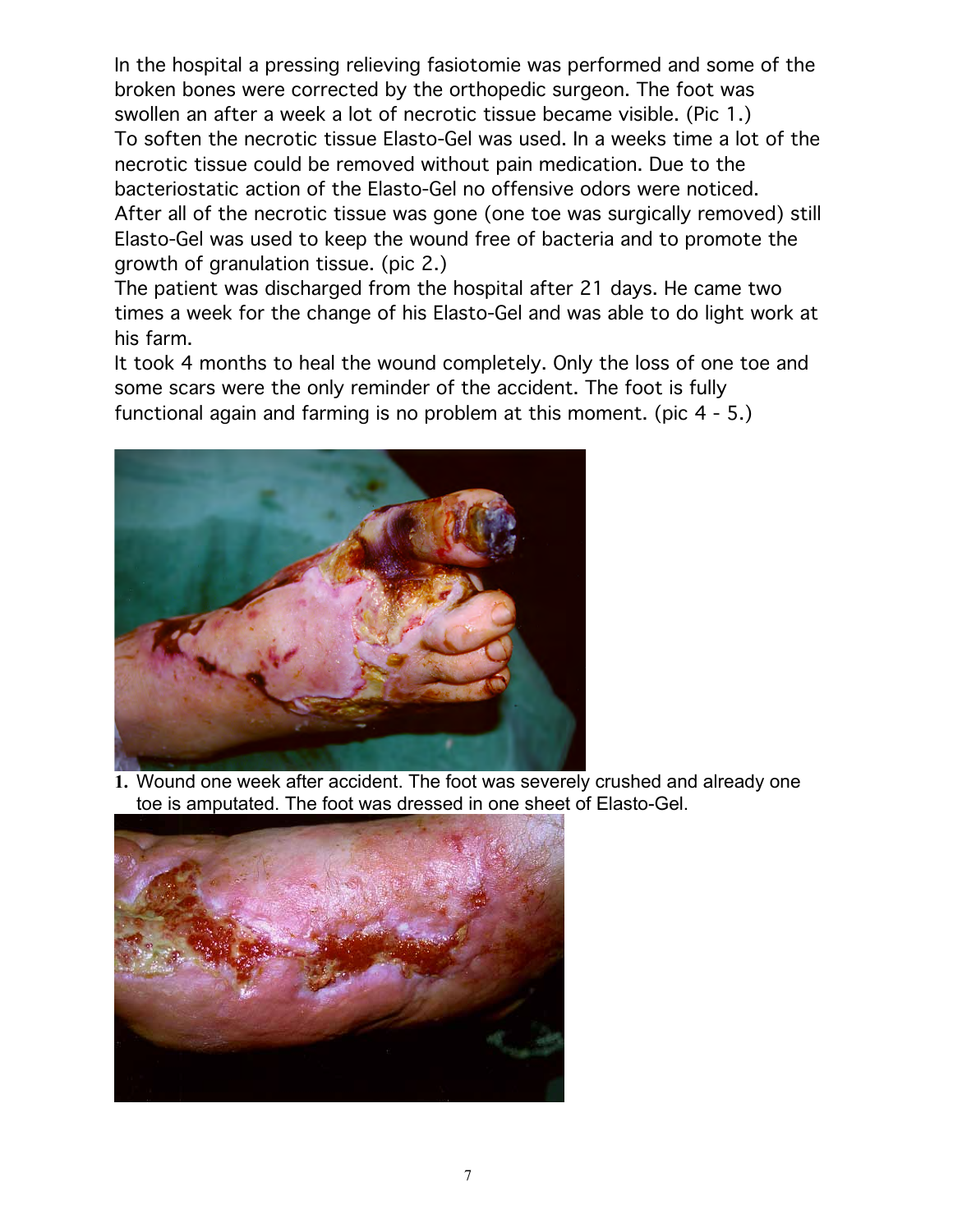In the hospital a pressing relieving fasiotomie was performed and some of the broken bones were corrected by the orthopedic surgeon. The foot was swollen an after a week a lot of necrotic tissue became visible. (Pic 1.)
To soften the necrotic tissue Elasto-Gel was used. In a weeks time a lot of the necrotic tissue could be removed without pain medication. Due to the bacteriostatic action of the Elasto-Gel no offensive odors were noticed.
After all of the necrotic tissue was gone (one toe was surgically removed) still Elasto-Gel was used to keep the wound free of bacteria and to promote the growth of granulation tissue. (pic 2.)
The patient was discharged from the hospital after 21 days. He came two times a week for the change of his Elasto-Gel and was able to do light work at his farm.
It took 4 months to heal the wound completely. Only the loss of one toe and some scars were the only reminder of the accident. The foot is fully functional again and farming is no problem at this moment. (pic 4 - 5.)

**1.** Wound one week after accident. The foot was severely crushed and already one toe is amputated. The foot was dressed in one sheet of Elasto-Gel.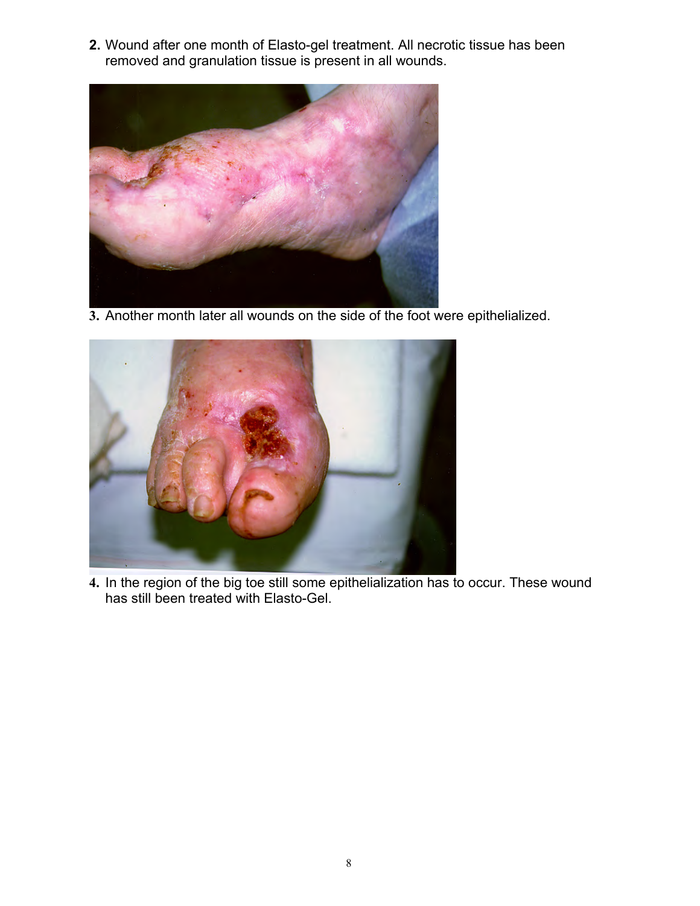2. Wound after one month of Elasto-gel treatment. All necrotic tissue has been removed and granulation tissue is present in all wounds.

3. Another month later all wounds on the side of the foot were epithelialized.

4. In the region of the big toe still some epithelialization has to occur. These wound has still been treated with Elasto-Gel.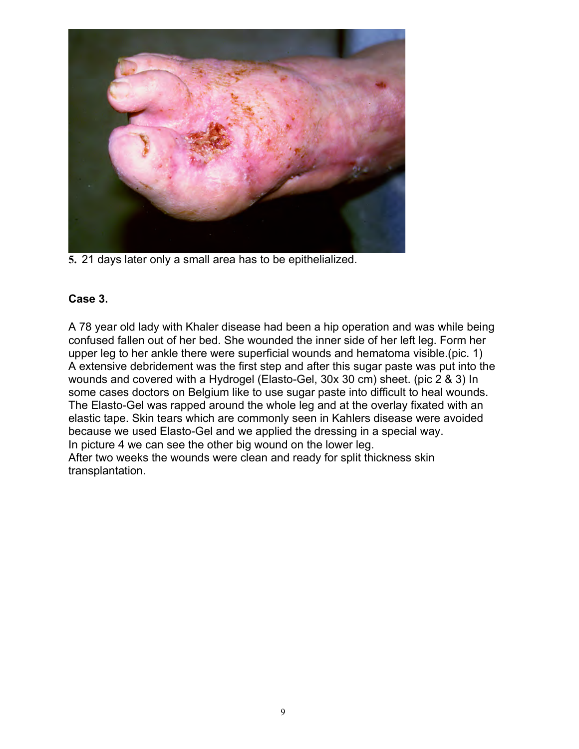**5.** 21 days later only a small area has to be epithelialized.

**Case 3.**

A 78 year old lady with Khaler disease had been a hip operation and was while being confused fallen out of her bed. She wounded the inner side of her left leg. Form her upper leg to her ankle there were superficial wounds and hematoma visible.(pic. 1) A extensive debridement was the first step and after this sugar paste was put into the wounds and covered with a Hydrogel (Elasto-Gel, 30x 30 cm) sheet. (pic 2 & 3) In some cases doctors on Belgium like to use sugar paste into difficult to heal wounds. The Elasto-Gel was rapped around the whole leg and at the overlay fixated with an elastic tape. Skin tears which are commonly seen in Kahlers disease were avoided because we used Elasto-Gel and we applied the dressing in a special way.
In picture 4 we can see the other big wound on the lower leg.
After two weeks the wounds were clean and ready for split thickness skin transplantation.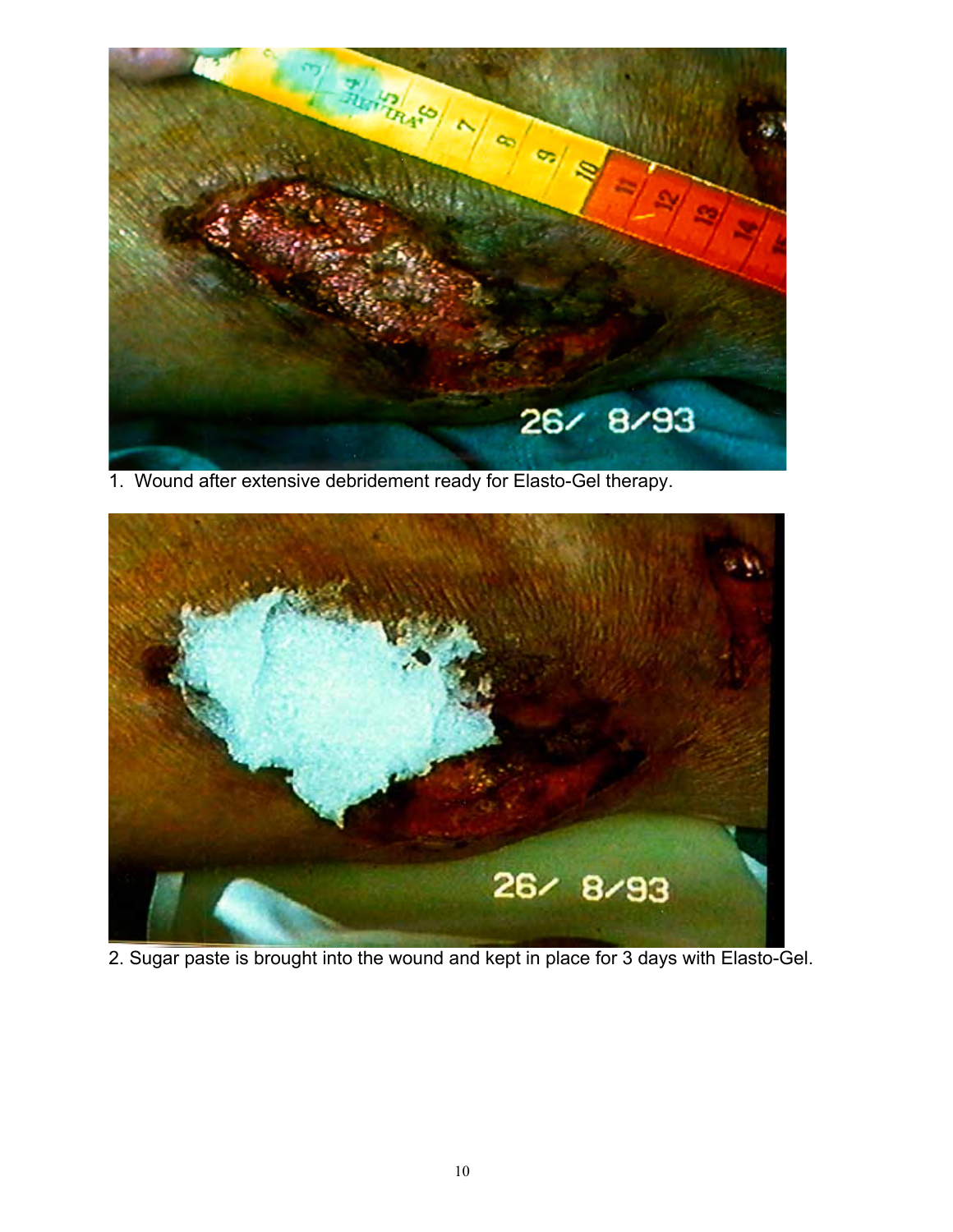1. Wound after extensive debridement ready for Elasto-Gel therapy.

2. Sugar paste is brought into the wound and kept in place for 3 days with Elasto-Gel.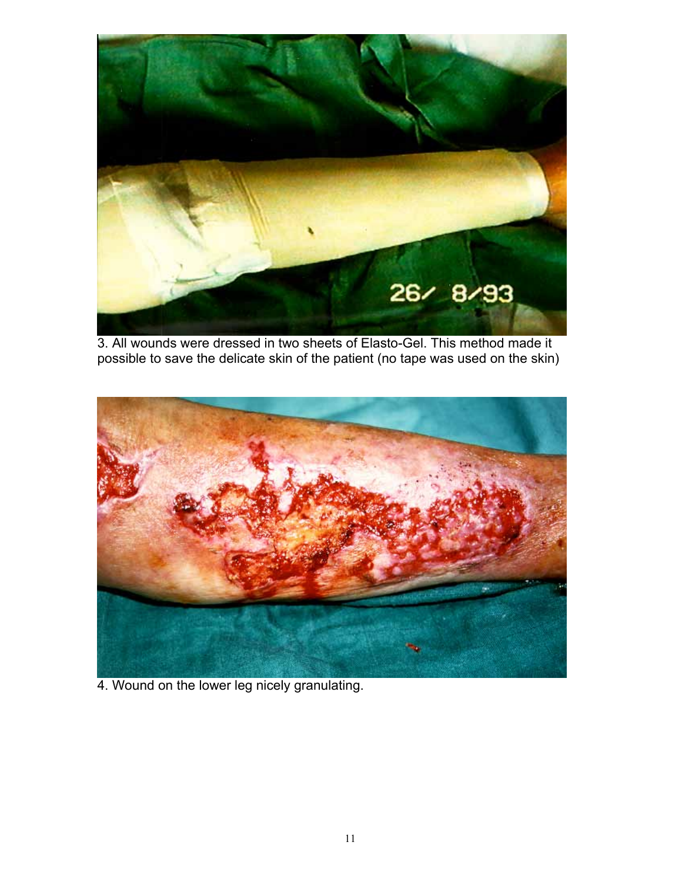3. All wounds were dressed in two sheets of Elasto-Gel. This method made it possible to save the delicate skin of the patient (no tape was used on the skin)

4. Wound on the lower leg nicely granulating.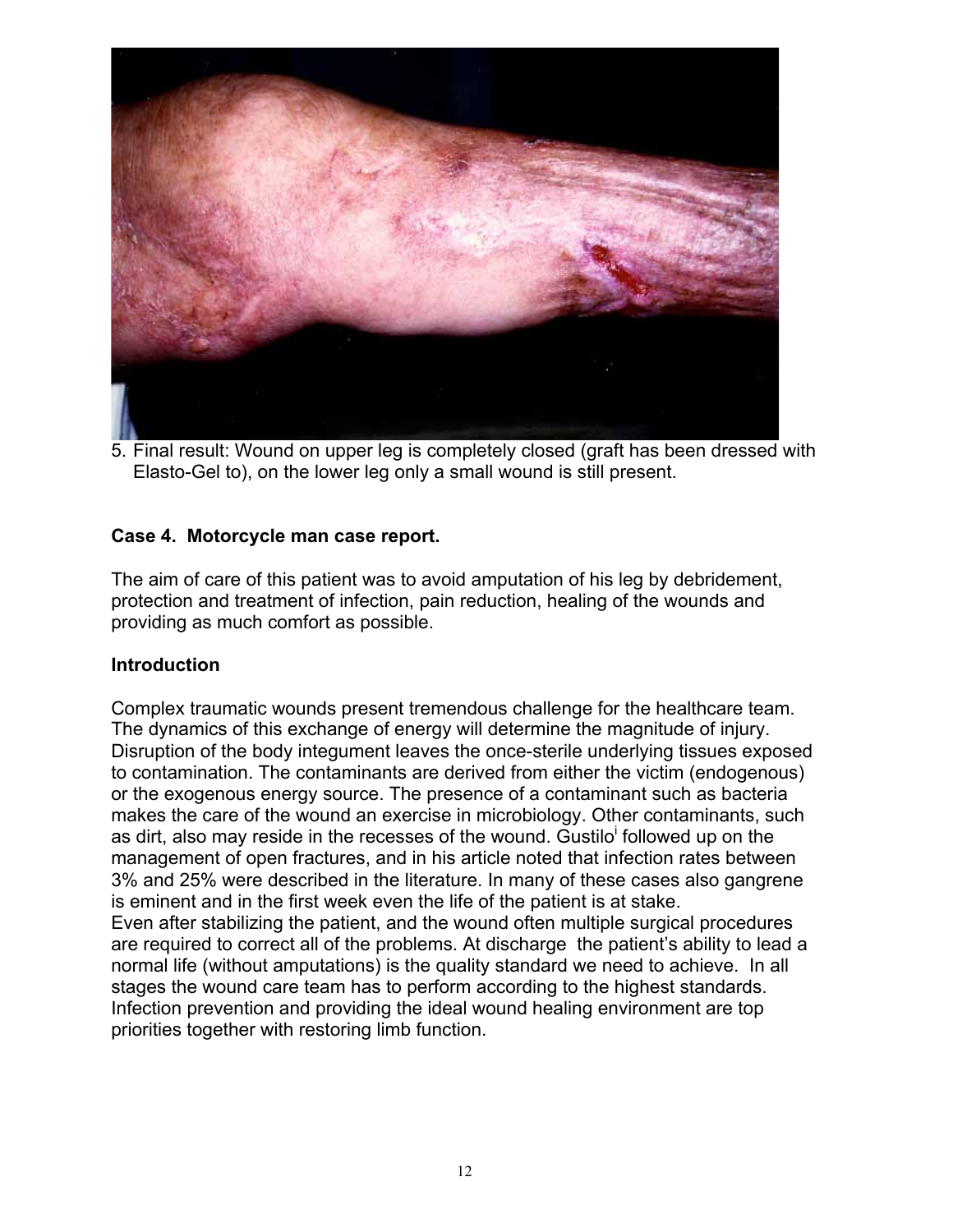5. Final result: Wound on upper leg is completely closed (graft has been dressed with Elasto-Gel to), on the lower leg only a small wound is still present.

### Case 4. Motorcycle man case report.

The aim of care of this patient was to avoid amputation of his leg by debridement, protection and treatment of infection, pain reduction, healing of the wounds and providing as much comfort as possible.

### Introduction

Complex traumatic wounds present tremendous challenge for the healthcare team. The dynamics of this exchange of energy will determine the magnitude of injury. Disruption of the body integument leaves the once-sterile underlying tissues exposed to contamination. The contaminants are derived from either the victim (endogenous) or the exogenous energy source. The presence of a contaminant such as bacteria makes the care of the wound an exercise in microbiology. Other contaminants, such as dirt, also may reside in the recesses of the wound. Gustilo[i] followed up on the management of open fractures, and in his article noted that infection rates between 3% and 25% were described in the literature. In many of these cases also gangrene is eminent and in the first week even the life of the patient is at stake.
Even after stabilizing the patient, and the wound often multiple surgical procedures are required to correct all of the problems. At discharge the patient's ability to lead a normal life (without amputations) is the quality standard we need to achieve. In all stages the wound care team has to perform according to the highest standards. Infection prevention and providing the ideal wound healing environment are top priorities together with restoring limb function.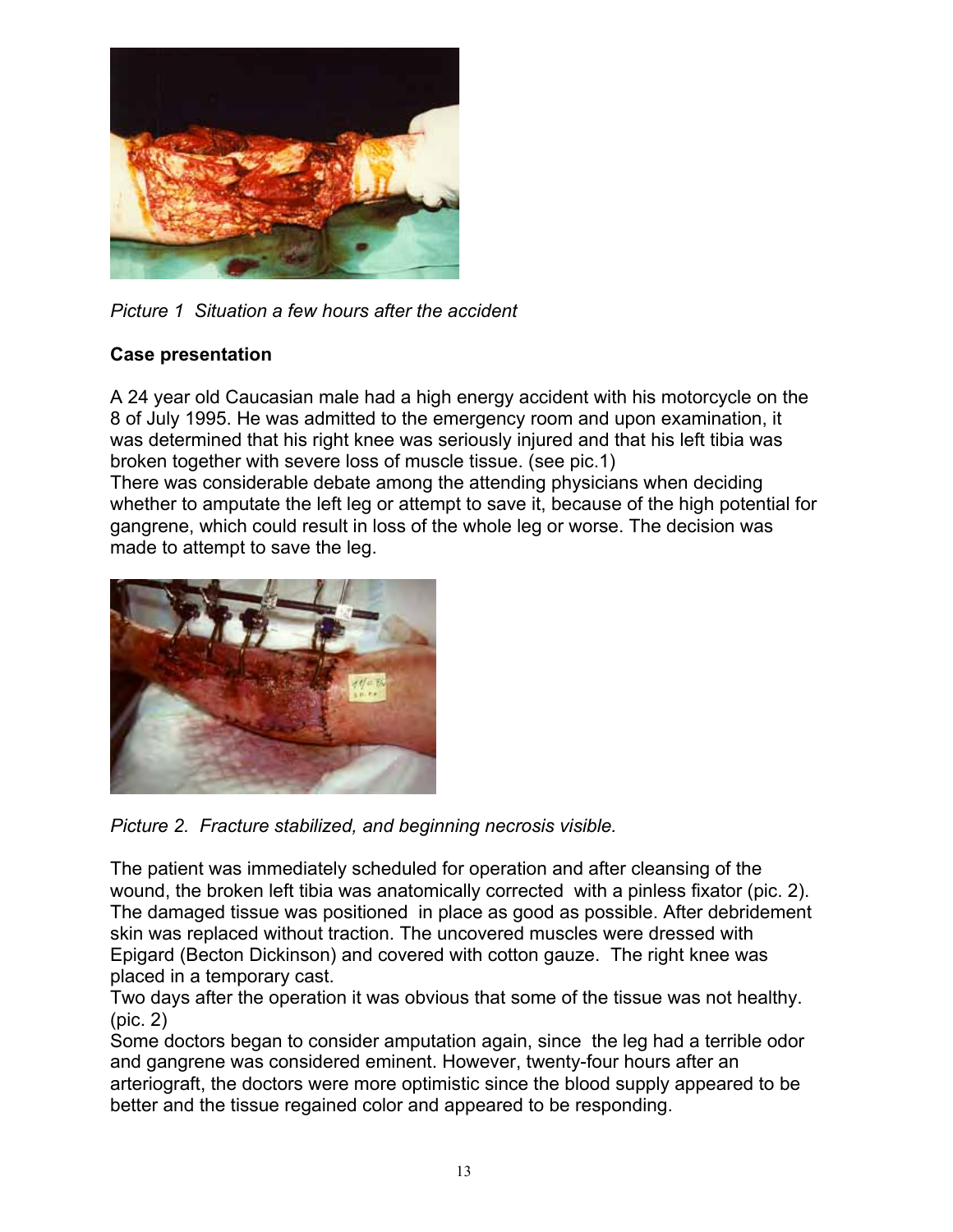*Picture 1 Situation a few hours after the accident*

**Case presentation**

A 24 year old Caucasian male had a high energy accident with his motorcycle on the 8 of July 1995. He was admitted to the emergency room and upon examination, it was determined that his right knee was seriously injured and that his left tibia was broken together with severe loss of muscle tissue. (see pic.1)
There was considerable debate among the attending physicians when deciding whether to amputate the left leg or attempt to save it, because of the high potential for gangrene, which could result in loss of the whole leg or worse. The decision was made to attempt to save the leg.

*Picture 2. Fracture stabilized, and beginning necrosis visible.*

The patient was immediately scheduled for operation and after cleansing of the wound, the broken left tibia was anatomically corrected with a pinless fixator (pic. 2). The damaged tissue was positioned in place as good as possible. After debridement skin was replaced without traction. The uncovered muscles were dressed with Epigard (Becton Dickinson) and covered with cotton gauze. The right knee was placed in a temporary cast.
Two days after the operation it was obvious that some of the tissue was not healthy. (pic. 2)
Some doctors began to consider amputation again, since the leg had a terrible odor and gangrene was considered eminent. However, twenty-four hours after an arteriograft, the doctors were more optimistic since the blood supply appeared to be better and the tissue regained color and appeared to be responding.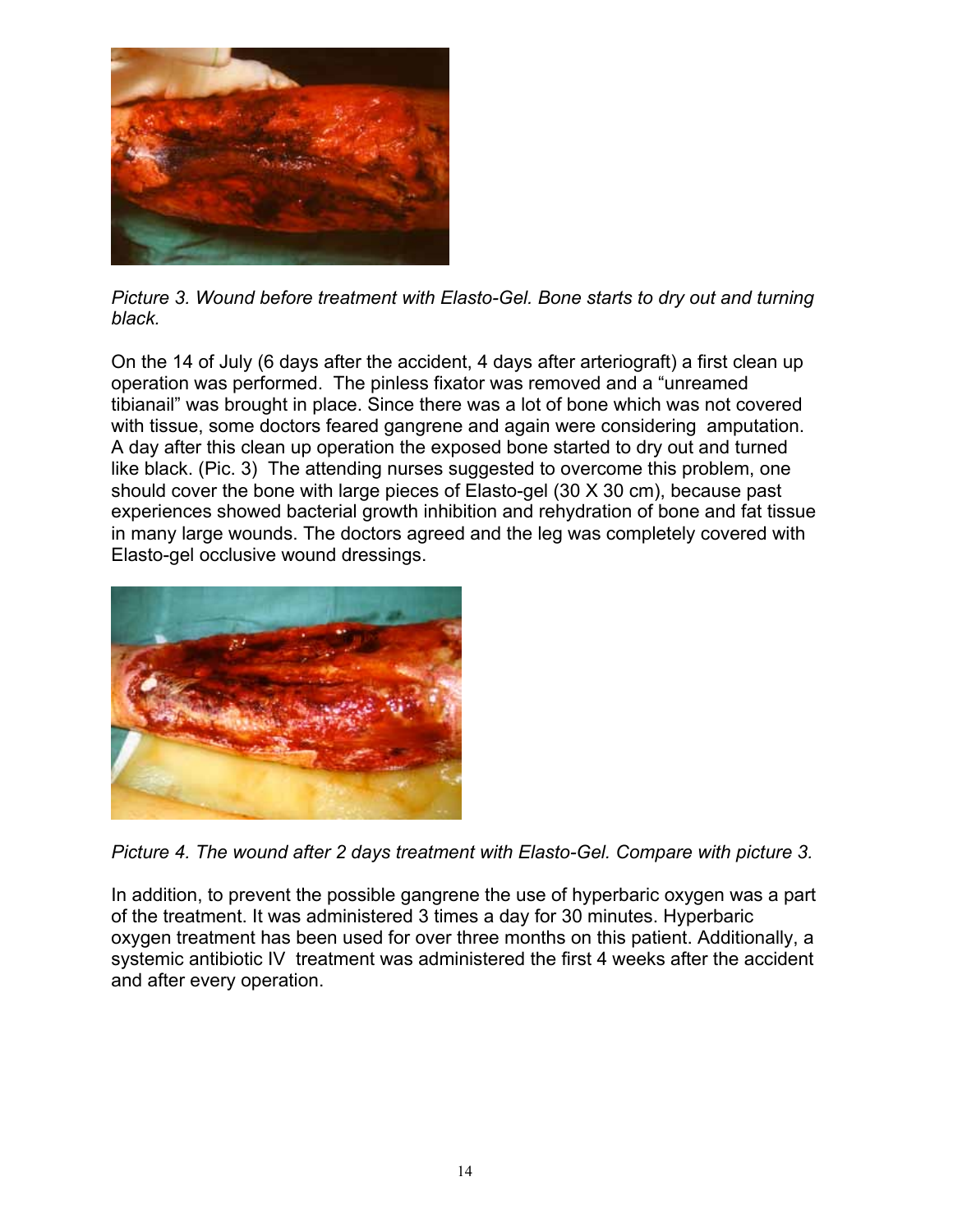*Picture 3. Wound before treatment with Elasto-Gel. Bone starts to dry out and turning black.*

On the 14 of July (6 days after the accident, 4 days after arteriograft) a first clean up operation was performed. The pinless fixator was removed and a "unreamed tibianail" was brought in place. Since there was a lot of bone which was not covered with tissue, some doctors feared gangrene and again were considering amputation. A day after this clean up operation the exposed bone started to dry out and turned like black. (Pic. 3) The attending nurses suggested to overcome this problem, one should cover the bone with large pieces of Elasto-gel (30 X 30 cm), because past experiences showed bacterial growth inhibition and rehydration of bone and fat tissue in many large wounds. The doctors agreed and the leg was completely covered with Elasto-gel occlusive wound dressings.

*Picture 4. The wound after 2 days treatment with Elasto-Gel. Compare with picture 3.*

In addition, to prevent the possible gangrene the use of hyperbaric oxygen was a part of the treatment. It was administered 3 times a day for 30 minutes. Hyperbaric oxygen treatment has been used for over three months on this patient. Additionally, a systemic antibiotic IV treatment was administered the first 4 weeks after the accident and after every operation.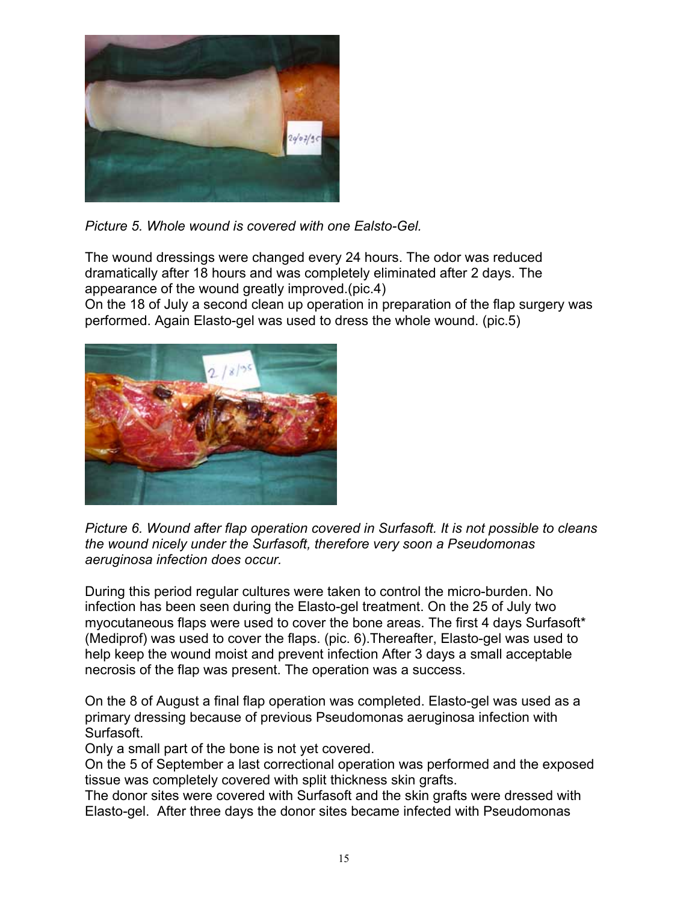*Picture 5. Whole wound is covered with one Ealsto-Gel.*

The wound dressings were changed every 24 hours. The odor was reduced dramatically after 18 hours and was completely eliminated after 2 days. The appearance of the wound greatly improved.(pic.4)
On the 18 of July a second clean up operation in preparation of the flap surgery was performed. Again Elasto-gel was used to dress the whole wound. (pic.5)

*Picture 6. Wound after flap operation covered in Surfasoft. It is not possible to cleans the wound nicely under the Surfasoft, therefore very soon a Pseudomonas aeruginosa infection does occur.*

During this period regular cultures were taken to control the micro-burden. No infection has been seen during the Elasto-gel treatment. On the 25 of July two myocutaneous flaps were used to cover the bone areas. The first 4 days Surfasoft* (Mediprof) was used to cover the flaps. (pic. 6).Thereafter, Elasto-gel was used to help keep the wound moist and prevent infection After 3 days a small acceptable necrosis of the flap was present. The operation was a success.

On the 8 of August a final flap operation was completed. Elasto-gel was used as a primary dressing because of previous Pseudomonas aeruginosa infection with Surfasoft.
Only a small part of the bone is not yet covered.
On the 5 of September a last correctional operation was performed and the exposed tissue was completely covered with split thickness skin grafts.
The donor sites were covered with Surfasoft and the skin grafts were dressed with Elasto-gel. After three days the donor sites became infected with Pseudomonas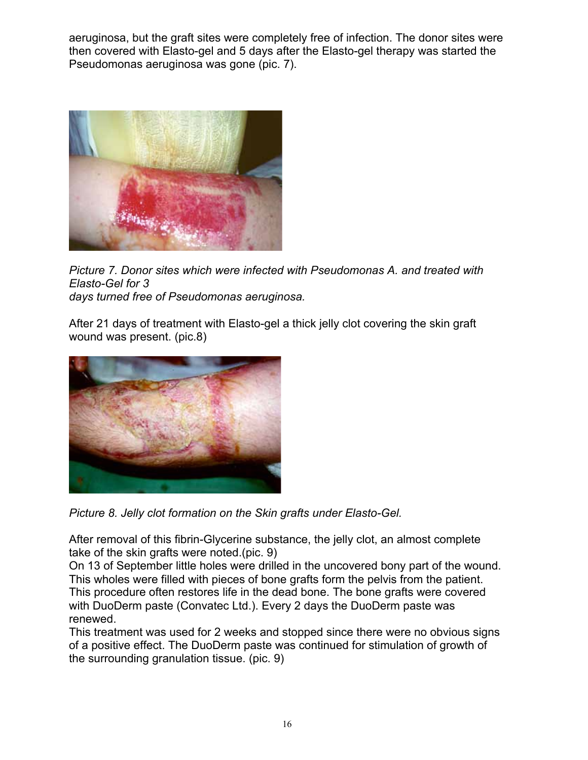aeruginosa, but the graft sites were completely free of infection. The donor sites were then covered with Elasto-gel and 5 days after the Elasto-gel therapy was started the Pseudomonas aeruginosa was gone (pic. 7).

*Picture 7. Donor sites which were infected with Pseudomonas A. and treated with Elasto-Gel for 3 days turned free of Pseudomonas aeruginosa.*

After 21 days of treatment with Elasto-gel a thick jelly clot covering the skin graft wound was present. (pic.8)

*Picture 8. Jelly clot formation on the Skin grafts under Elasto-Gel.*

After removal of this fibrin-Glycerine substance, the jelly clot, an almost complete take of the skin grafts were noted.(pic. 9)
On 13 of September little holes were drilled in the uncovered bony part of the wound. This wholes were filled with pieces of bone grafts form the pelvis from the patient. This procedure often restores life in the dead bone. The bone grafts were covered with DuoDerm paste (Convatec Ltd.). Every 2 days the DuoDerm paste was renewed.
This treatment was used for 2 weeks and stopped since there were no obvious signs of a positive effect. The DuoDerm paste was continued for stimulation of growth of the surrounding granulation tissue. (pic. 9)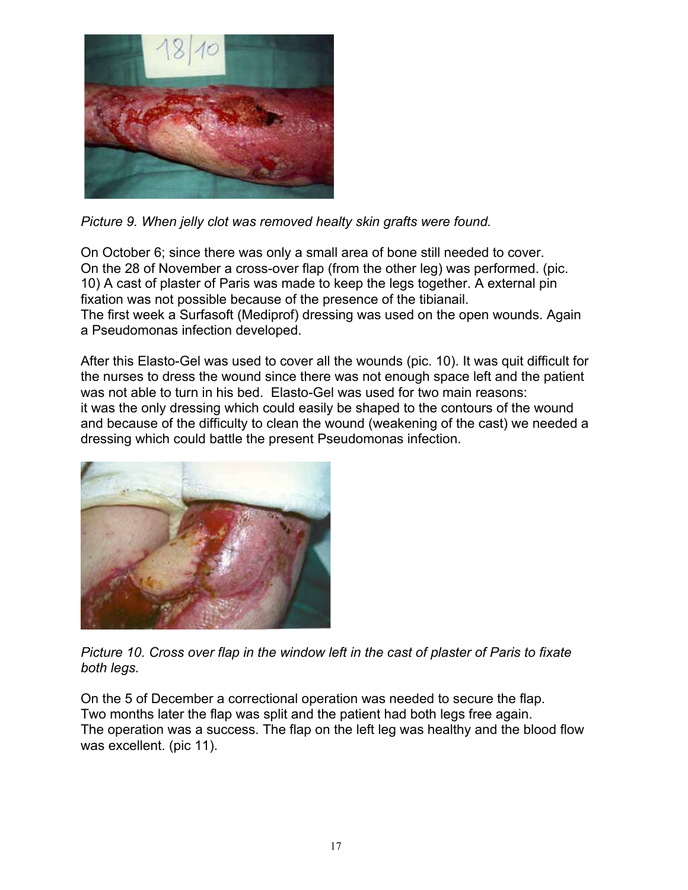*Picture 9. When jelly clot was removed healty skin grafts were found.*

On October 6; since there was only a small area of bone still needed to cover.
On the 28 of November a cross-over flap (from the other leg) was performed. (pic. 10) A cast of plaster of Paris was made to keep the legs together. A external pin fixation was not possible because of the presence of the tibianail.
The first week a Surfasoft (Mediprof) dressing was used on the open wounds. Again a Pseudomonas infection developed.

After this Elasto-Gel was used to cover all the wounds (pic. 10). It was quit difficult for the nurses to dress the wound since there was not enough space left and the patient was not able to turn in his bed. Elasto-Gel was used for two main reasons:
it was the only dressing which could easily be shaped to the contours of the wound and because of the difficulty to clean the wound (weakening of the cast) we needed a dressing which could battle the present Pseudomonas infection.

*Picture 10. Cross over flap in the window left in the cast of plaster of Paris to fixate both legs.*

On the 5 of December a correctional operation was needed to secure the flap.
Two months later the flap was split and the patient had both legs free again.
The operation was a success. The flap on the left leg was healthy and the blood flow was excellent. (pic 11).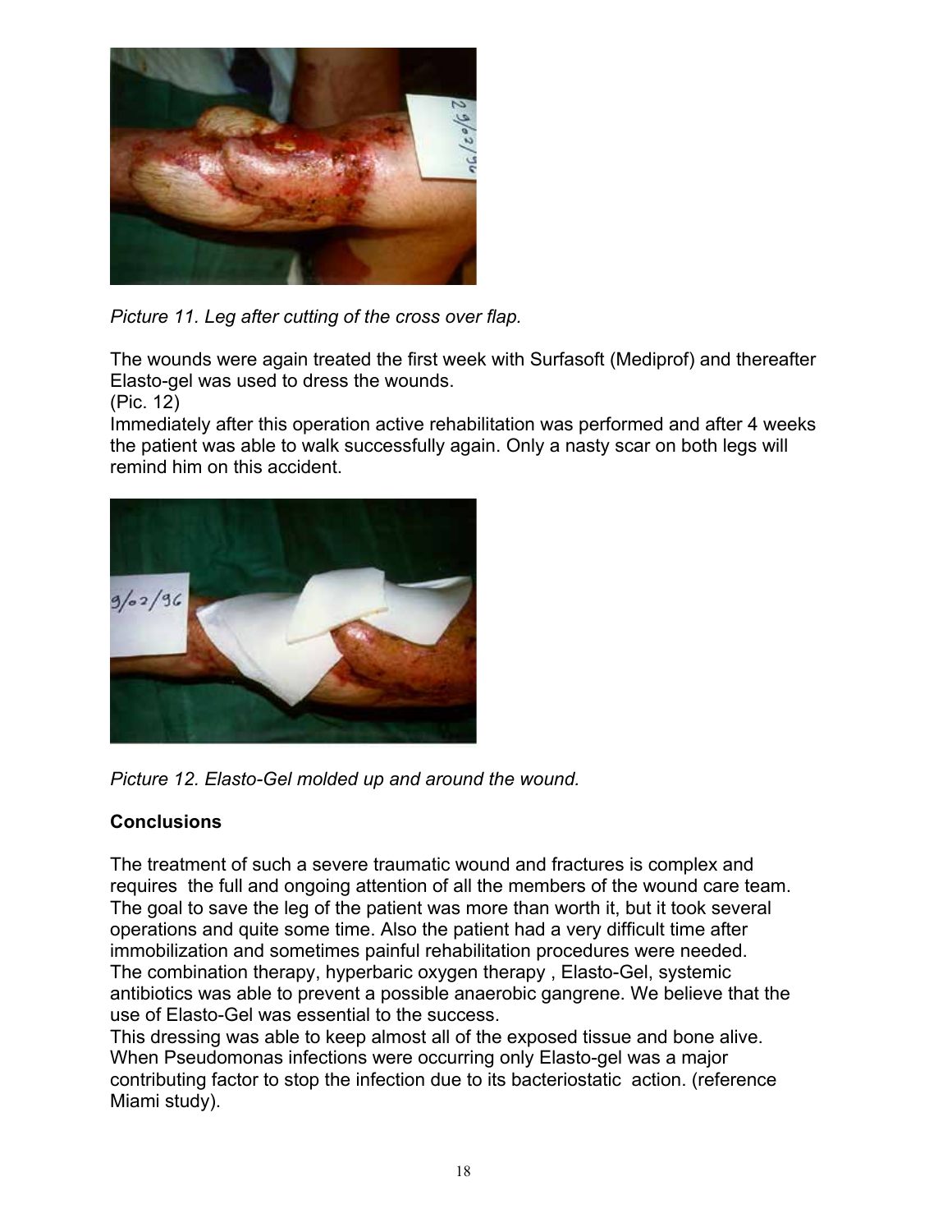*Picture 11. Leg after cutting of the cross over flap.*

The wounds were again treated the first week with Surfasoft (Mediprof) and thereafter Elasto-gel was used to dress the wounds.
(Pic. 12)
Immediately after this operation active rehabilitation was performed and after 4 weeks the patient was able to walk successfully again. Only a nasty scar on both legs will remind him on this accident.

*Picture 12. Elasto-Gel molded up and around the wound.*

**Conclusions**

The treatment of such a severe traumatic wound and fractures is complex and requires the full and ongoing attention of all the members of the wound care team. The goal to save the leg of the patient was more than worth it, but it took several operations and quite some time. Also the patient had a very difficult time after immobilization and sometimes painful rehabilitation procedures were needed.
The combination therapy, hyperbaric oxygen therapy , Elasto-Gel, systemic antibiotics was able to prevent a possible anaerobic gangrene. We believe that the use of Elasto-Gel was essential to the success.
This dressing was able to keep almost all of the exposed tissue and bone alive. When Pseudomonas infections were occurring only Elasto-gel was a major contributing factor to stop the infection due to its bacteriostatic action. (reference Miami study).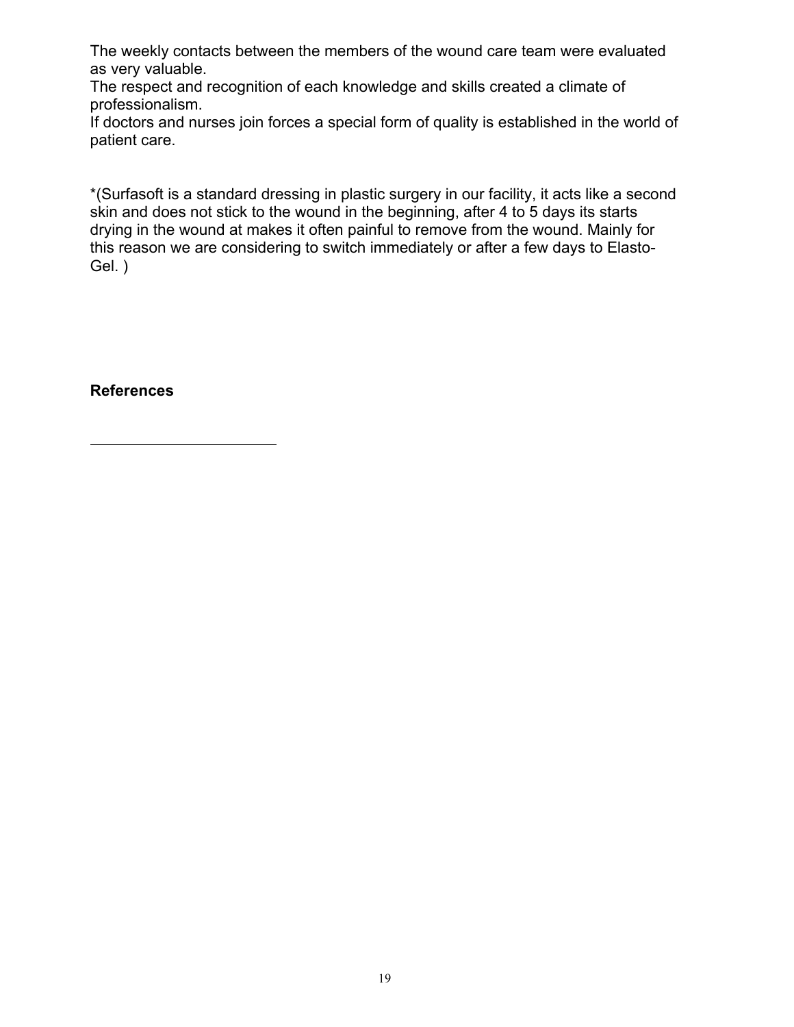The weekly contacts between the members of the wound care team were evaluated as very valuable.
The respect and recognition of each knowledge and skills created a climate of professionalism.
If doctors and nurses join forces a special form of quality is established in the world of patient care.

*(Surfasoft is a standard dressing in plastic surgery in our facility, it acts like a second skin and does not stick to the wound in the beginning, after 4 to 5 days its starts drying in the wound at makes it often painful to remove from the wound. Mainly for this reason we are considering to switch immediately or after a few days to Elasto-Gel. )

**References**

---